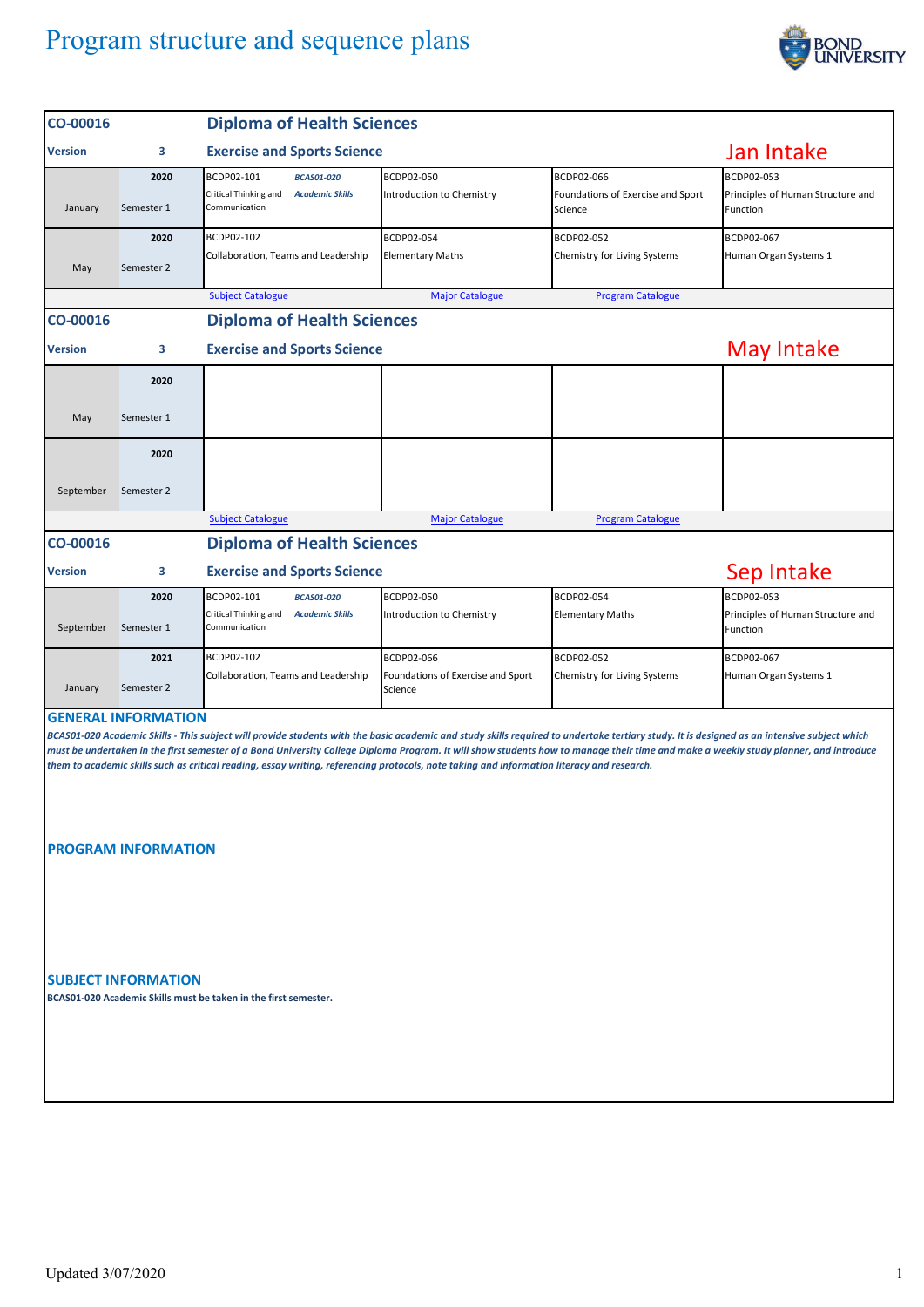# Program structure and sequence plans

## CO-00016 Diploma of Health Sciences

**Version** 3 — **Exercise and Sports Science** — **Jan Intake**

| | | | | | |
|---|---|---|---|---|---|
| January | 2020 Semester 1 | BCDP02-101 Critical Thinking and Communication *BCAS01-020 Academic Skills* | BCDP02-050 Introduction to Chemistry | BCDP02-066 Foundations of Exercise and Sport Science | BCDP02-053 Principles of Human Structure and Function |
| May | 2020 Semester 2 | BCDP02-102 Collaboration, Teams and Leadership | BCDP02-054 Elementary Maths | BCDP02-052 Chemistry for Living Systems | BCDP02-067 Human Organ Systems 1 |

Subject Catalogue | Major Catalogue | Program Catalogue

## CO-00016 Diploma of Health Sciences

**Version** 3 — **Exercise and Sports Science** — **May Intake**

| | | | | | |
|---|---|---|---|---|---|
| May | 2020 Semester 1 | | | | |
| September | 2020 Semester 2 | | | | |

Subject Catalogue | Major Catalogue | Program Catalogue

## CO-00016 Diploma of Health Sciences

**Version** 3 — **Exercise and Sports Science** — **Sep Intake**

| | | | | | |
|---|---|---|---|---|---|
| September | 2020 Semester 1 | BCDP02-101 Critical Thinking and Communication *BCAS01-020 Academic Skills* | BCDP02-050 Introduction to Chemistry | BCDP02-054 Elementary Maths | BCDP02-053 Principles of Human Structure and Function |
| January | 2021 Semester 2 | BCDP02-102 Collaboration, Teams and Leadership | BCDP02-066 Foundations of Exercise and Sport Science | BCDP02-052 Chemistry for Living Systems | BCDP02-067 Human Organ Systems 1 |

### GENERAL INFORMATION

***BCAS01-020 Academic Skills - This subject will provide students with the basic academic and study skills required to undertake tertiary study. It is designed as an intensive subject which must be undertaken in the first semester of a Bond University College Diploma Program. It will show students how to manage their time and make a weekly study planner, and introduce them to academic skills such as critical reading, essay writing, referencing protocols, note taking and information literacy and research.***

### PROGRAM INFORMATION

### SUBJECT INFORMATION

**BCAS01-020 Academic Skills must be taken in the first semester.**

Updated 3/07/2020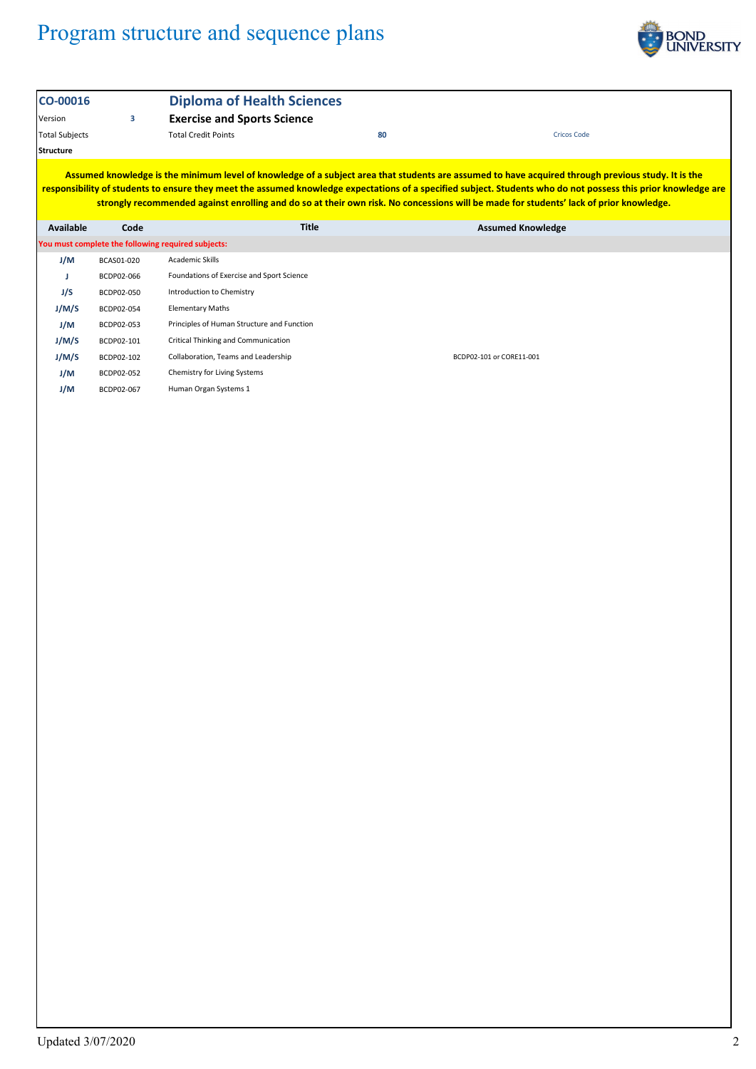# Program structure and sequence plans

| | | | |
|---|---|---|---|
| **CO-00016** | | **Diploma of Health Sciences** | |
| Version | **3** | **Exercise and Sports Science** | |
| Total Subjects | | Total Credit Points | **80** | Cricos Code |
| **Structure** | | | |

**Assumed knowledge is the minimum level of knowledge of a subject area that students are assumed to have acquired through previous study. It is the responsibility of students to ensure they meet the assumed knowledge expectations of a specified subject. Students who do not possess this prior knowledge are strongly recommended against enrolling and do so at their own risk. No concessions will be made for students' lack of prior knowledge.**

| Available | Code | Title | Assumed Knowledge |
|---|---|---|---|
| **You must complete the following required subjects:** | | | |
| J/M | BCAS01-020 | Academic Skills | |
| J | BCDP02-066 | Foundations of Exercise and Sport Science | |
| J/S | BCDP02-050 | Introduction to Chemistry | |
| J/M/S | BCDP02-054 | Elementary Maths | |
| J/M | BCDP02-053 | Principles of Human Structure and Function | |
| J/M/S | BCDP02-101 | Critical Thinking and Communication | |
| J/M/S | BCDP02-102 | Collaboration, Teams and Leadership | BCDP02-101 or CORE11-001 |
| J/M | BCDP02-052 | Chemistry for Living Systems | |
| J/M | BCDP02-067 | Human Organ Systems 1 | |

Updated 3/07/2020